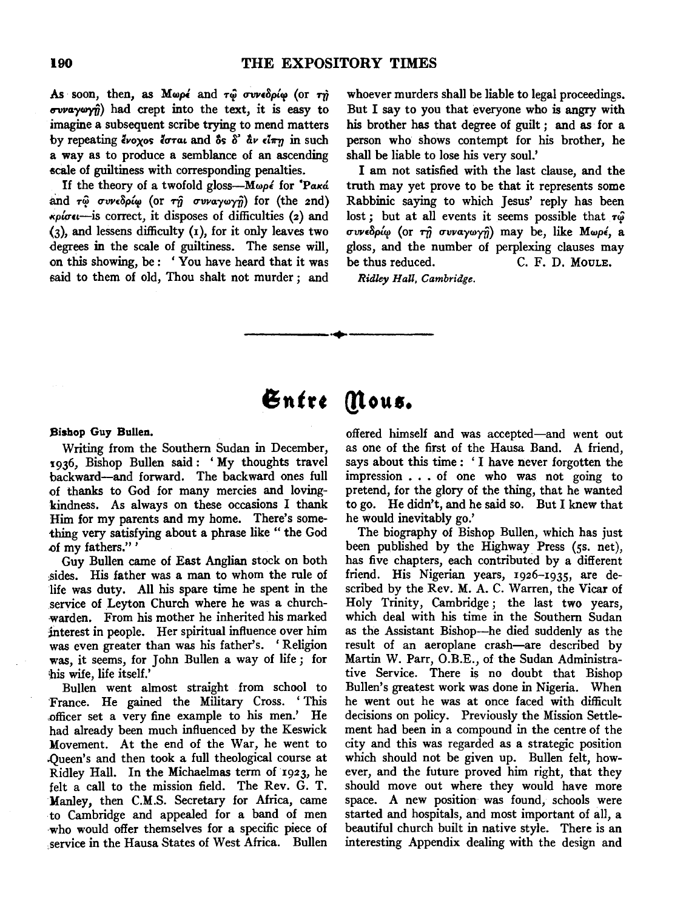As soon, then, as Μωρέ and τῷ συνεδρίῳ (or τῇ συναγωγῇ) had crept into the text, it is easy to imagine a subsequent scribe trying to mend matters by repeating ἔνοχος ἔσται and ὃς δ' ἂν εἴπῃ in such a way as to produce a semblance of an ascending scale of guiltiness with corresponding penalties.

If the theory of a twofold gloss—Μωρέ for 'Ρακά and τῷ συνεδρίῳ (or τῇ συναγωγῇ) for (the 2nd) κρίσει—is correct, it disposes of difficulties (2) and (3), and lessens difficulty (1), for it only leaves two degrees in the scale of guiltiness. The sense will, on this showing, be: 'You have heard that it was said to them of old, Thou shalt not murder; and whoever murders shall be liable to legal proceedings. But I say to you that everyone who is angry with his brother has that degree of guilt; and as for a person who shows contempt for his brother, he shall be liable to lose his very soul.'

I am not satisfied with the last clause, and the truth may yet prove to be that it represents some Rabbinic saying to which Jesus' reply has been lost; but at all events it seems possible that τῷ συνεδρίῳ (or τῇ συναγωγῇ) may be, like Μωρέ, a gloss, and the number of perplexing clauses may be thus reduced.

C. F. D. MOULE.

*Ridley Hall, Cambridge.*

---

# Entre Nous.

**Bishop Guy Bullen.**

Writing from the Southern Sudan in December, 1936, Bishop Bullen said: 'My thoughts travel backward—and forward. The backward ones full of thanks to God for many mercies and loving-kindness. As always on these occasions I thank Him for my parents and my home. There's something very satisfying about a phrase like "the God of my fathers."'

Guy Bullen came of East Anglian stock on both sides. His father was a man to whom the rule of life was duty. All his spare time he spent in the service of Leyton Church where he was a churchwarden. From his mother he inherited his marked interest in people. Her spiritual influence over him was even greater than was his father's. 'Religion was, it seems, for John Bullen a way of life; for his wife, life itself.'

Bullen went almost straight from school to France. He gained the Military Cross. 'This officer set a very fine example to his men.' He had already been much influenced by the Keswick Movement. At the end of the War, he went to Queen's and then took a full theological course at Ridley Hall. In the Michaelmas term of 1923, he felt a call to the mission field. The Rev. G. T. Manley, then C.M.S. Secretary for Africa, came to Cambridge and appealed for a band of men who would offer themselves for a specific piece of service in the Hausa States of West Africa. Bullen offered himself and was accepted—and went out as one of the first of the Hausa Band. A friend, says about this time: 'I have never forgotten the impression . . . of one who was not going to pretend, for the glory of the thing, that he wanted to go. He didn't, and he said so. But I knew that he would inevitably go.'

The biography of Bishop Bullen, which has just been published by the Highway Press (5s. net), has five chapters, each contributed by a different friend. His Nigerian years, 1926–1935, are described by the Rev. M. A. C. Warren, the Vicar of Holy Trinity, Cambridge; the last two years, which deal with his time in the Southern Sudan as the Assistant Bishop—he died suddenly as the result of an aeroplane crash—are described by Martin W. Parr, O.B.E., of the Sudan Administrative Service. There is no doubt that Bishop Bullen's greatest work was done in Nigeria. When he went out he was at once faced with difficult decisions on policy. Previously the Mission Settlement had been in a compound in the centre of the city and this was regarded as a strategic position which should not be given up. Bullen felt, however, and the future proved him right, that they should move out where they would have more space. A new position was found, schools were started and hospitals, and most important of all, a beautiful church built in native style. There is an interesting Appendix dealing with the design and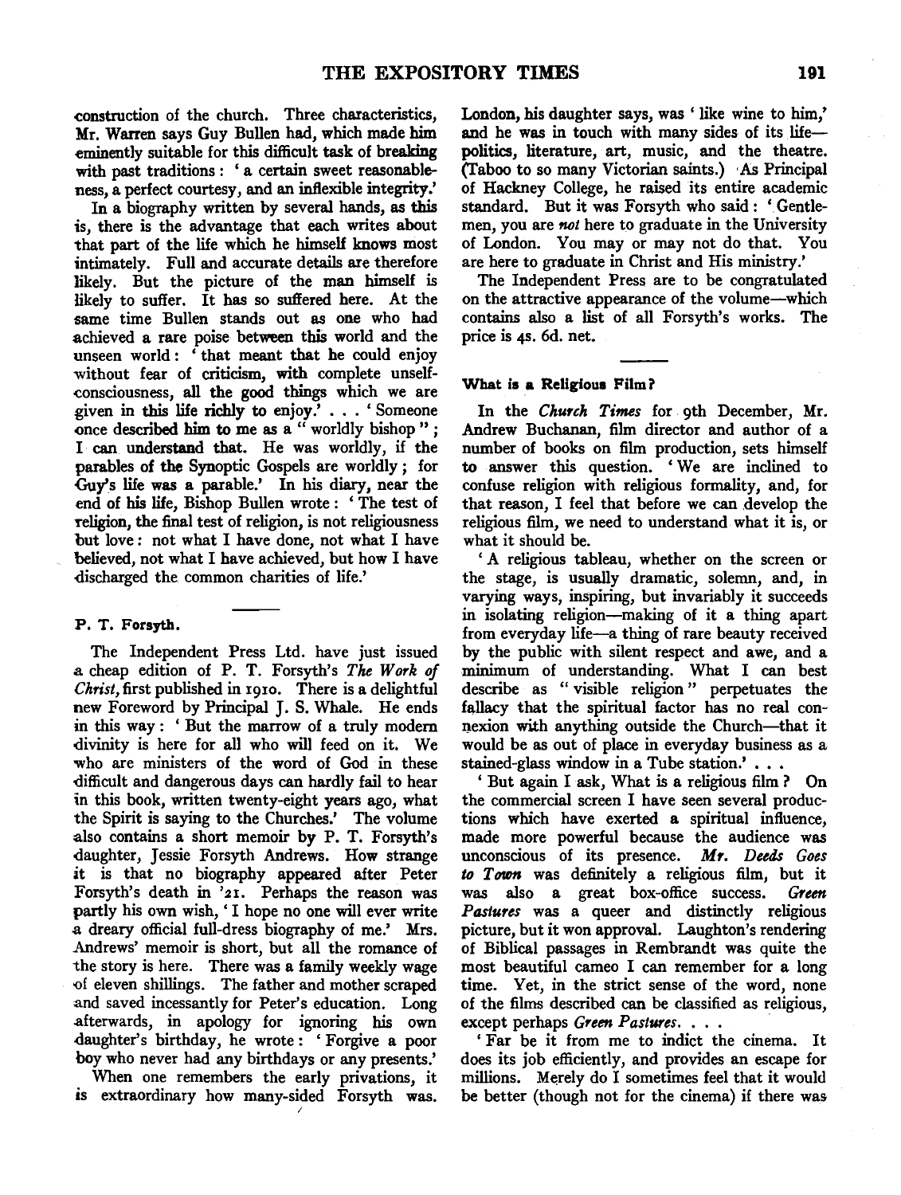construction of the church. Three characteristics, Mr. Warren says Guy Bullen had, which made him eminently suitable for this difficult task of breaking with past traditions: 'a certain sweet reasonableness, a perfect courtesy, and an inflexible integrity.'

In a biography written by several hands, as this is, there is the advantage that each writes about that part of the life which he himself knows most intimately. Full and accurate details are therefore likely. But the picture of the man himself is likely to suffer. It has so suffered here. At the same time Bullen stands out as one who had achieved a rare poise between this world and the unseen world: 'that meant that he could enjoy without fear of criticism, with complete unselfconsciousness, all the good things which we are given in this life richly to enjoy.' . . . 'Someone once described him to me as a "worldly bishop"; I can understand that. He was worldly, if the parables of the Synoptic Gospels are worldly; for Guy's life was a parable.' In his diary, near the end of his life, Bishop Bullen wrote: 'The test of religion, the final test of religion, is not religiousness but love: not what I have done, not what I have believed, not what I have achieved, but how I have discharged the common charities of life.'

### P. T. Forsyth.

The Independent Press Ltd. have just issued a cheap edition of P. T. Forsyth's *The Work of Christ*, first published in 1910. There is a delightful new Foreword by Principal J. S. Whale. He ends in this way: 'But the marrow of a truly modern divinity is here for all who will feed on it. We who are ministers of the word of God in these difficult and dangerous days can hardly fail to hear in this book, written twenty-eight years ago, what the Spirit is saying to the Churches.' The volume also contains a short memoir by P. T. Forsyth's daughter, Jessie Forsyth Andrews. How strange it is that no biography appeared after Peter Forsyth's death in '21. Perhaps the reason was partly his own wish, 'I hope no one will ever write a dreary official full-dress biography of me.' Mrs. Andrews' memoir is short, but all the romance of the story is here. There was a family weekly wage of eleven shillings. The father and mother scraped and saved incessantly for Peter's education. Long afterwards, in apology for ignoring his own daughter's birthday, he wrote: 'Forgive a poor boy who never had any birthdays or any presents.'

When one remembers the early privations, it is extraordinary how many-sided Forsyth was. London, his daughter says, was 'like wine to him,' and he was in touch with many sides of its life—politics, literature, art, music, and the theatre. (Taboo to so many Victorian saints.) As Principal of Hackney College, he raised its entire academic standard. But it was Forsyth who said: 'Gentlemen, you are *not* here to graduate in the University of London. You may or may not do that. You are here to graduate in Christ and His ministry.'

The Independent Press are to be congratulated on the attractive appearance of the volume—which contains also a list of all Forsyth's works. The price is 4s. 6d. net.

### What is a Religious Film?

In the *Church Times* for 9th December, Mr. Andrew Buchanan, film director and author of a number of books on film production, sets himself to answer this question. 'We are inclined to confuse religion with religious formality, and, for that reason, I feel that before we can develop the religious film, we need to understand what it is, or what it should be.

'A religious tableau, whether on the screen or the stage, is usually dramatic, solemn, and, in varying ways, inspiring, but invariably it succeeds in isolating religion—making of it a thing apart from everyday life—a thing of rare beauty received by the public with silent respect and awe, and a minimum of understanding. What I can best describe as "visible religion" perpetuates the fallacy that the spiritual factor has no real connexion with anything outside the Church—that it would be as out of place in everyday business as a stained-glass window in a Tube station.' . . .

'But again I ask, What is a religious film? On the commercial screen I have seen several productions which have exerted a spiritual influence, made more powerful because the audience was unconscious of its presence. *Mr. Deeds Goes to Town* was definitely a religious film, but it was also a great box-office success. *Green Pastures* was a queer and distinctly religious picture, but it won approval. Laughton's rendering of Biblical passages in Rembrandt was quite the most beautiful cameo I can remember for a long time. Yet, in the strict sense of the word, none of the films described can be classified as religious, except perhaps *Green Pastures*. . . .

'Far be it from me to indict the cinema. It does its job efficiently, and provides an escape for millions. Merely do I sometimes feel that it would be better (though not for the cinema) if there was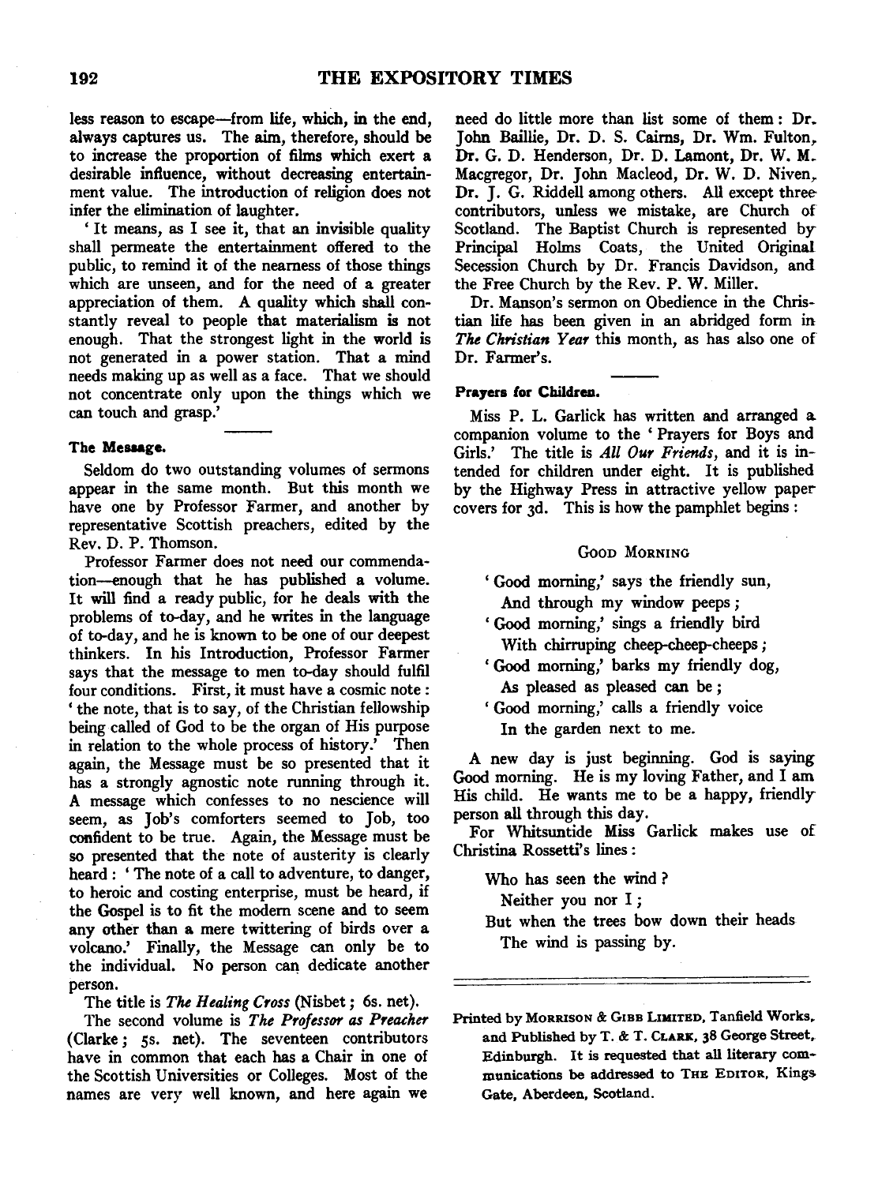less reason to escape—from life, which, in the end, always captures us. The aim, therefore, should be to increase the proportion of films which exert a desirable influence, without decreasing entertainment value. The introduction of religion does not infer the elimination of laughter.

'It means, as I see it, that an invisible quality shall permeate the entertainment offered to the public, to remind it of the nearness of those things which are unseen, and for the need of a greater appreciation of them. A quality which shall constantly reveal to people that materialism is not enough. That the strongest light in the world is not generated in a power station. That a mind needs making up as well as a face. That we should not concentrate only upon the things which we can touch and grasp.'

### The Message.

Seldom do two outstanding volumes of sermons appear in the same month. But this month we have one by Professor Farmer, and another by representative Scottish preachers, edited by the Rev. D. P. Thomson.

Professor Farmer does not need our commendation—enough that he has published a volume. It will find a ready public, for he deals with the problems of to-day, and he writes in the language of to-day, and he is known to be one of our deepest thinkers. In his Introduction, Professor Farmer says that the message to men to-day should fulfil four conditions. First, it must have a cosmic note: 'the note, that is to say, of the Christian fellowship being called of God to be the organ of His purpose in relation to the whole process of history.' Then again, the Message must be so presented that it has a strongly agnostic note running through it. A message which confesses to no nescience will seem, as Job's comforters seemed to Job, too confident to be true. Again, the Message must be so presented that the note of austerity is clearly heard: 'The note of a call to adventure, to danger, to heroic and costing enterprise, must be heard, if the Gospel is to fit the modern scene and to seem any other than a mere twittering of birds over a volcano.' Finally, the Message can only be to the individual. No person can dedicate another person.

The title is *The Healing Cross* (Nisbet; 6s. net).

The second volume is *The Professor as Preacher* (Clarke; 5s. net). The seventeen contributors have in common that each has a Chair in one of the Scottish Universities or Colleges. Most of the names are very well known, and here again we need do little more than list some of them: Dr. John Baillie, Dr. D. S. Cairns, Dr. Wm. Fulton, Dr. G. D. Henderson, Dr. D. Lamont, Dr. W. M. Macgregor, Dr. John Macleod, Dr. W. D. Niven, Dr. J. G. Riddell among others. All except three contributors, unless we mistake, are Church of Scotland. The Baptist Church is represented by Principal Holms Coats, the United Original Secession Church by Dr. Francis Davidson, and the Free Church by the Rev. P. W. Miller.

Dr. Manson's sermon on Obedience in the Christian life has been given in an abridged form in *The Christian Year* this month, as has also one of Dr. Farmer's.

### Prayers for Children.

Miss P. L. Garlick has written and arranged a companion volume to the 'Prayers for Boys and Girls.' The title is *All Our Friends*, and it is intended for children under eight. It is published by the Highway Press in attractive yellow paper covers for 3d. This is how the pamphlet begins:

GOOD MORNING

'Good morning,' says the friendly sun,
 And through my window peeps;
'Good morning,' sings a friendly bird
 With chirruping cheep-cheep-cheeps;
'Good morning,' barks my friendly dog,
 As pleased as pleased can be;
'Good morning,' calls a friendly voice
 In the garden next to me.

A new day is just beginning. God is saying Good morning. He is my loving Father, and I am His child. He wants me to be a happy, friendly person all through this day.

For Whitsuntide Miss Garlick makes use of Christina Rossetti's lines:

Who has seen the wind?
 Neither you nor I;
But when the trees bow down their heads
 The wind is passing by.

---

Printed by MORRISON & GIBB LIMITED, Tanfield Works, and Published by T. & T. CLARK, 38 George Street, Edinburgh. It is requested that all literary communications be addressed to THE EDITOR, Kings Gate, Aberdeen, Scotland.